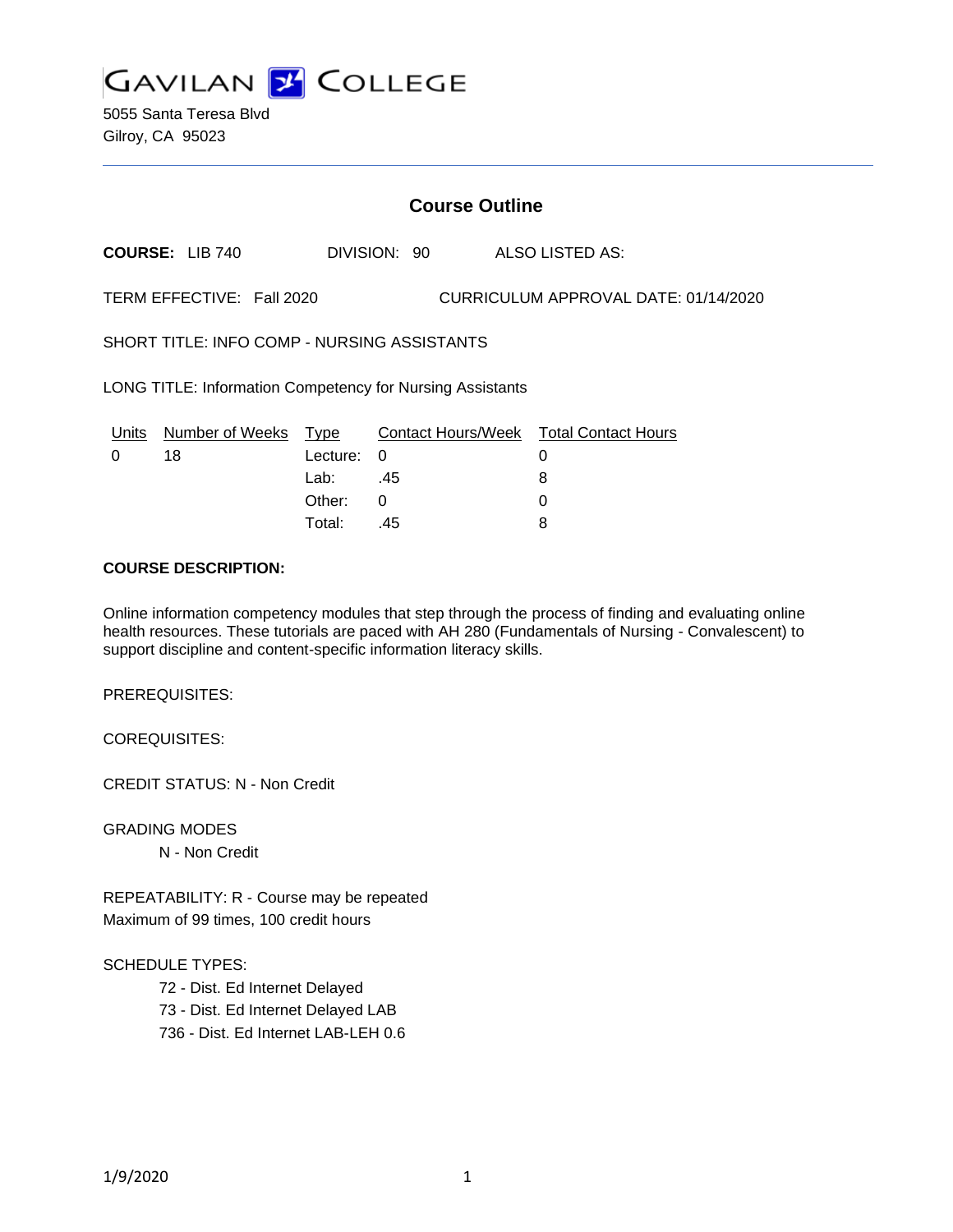# GAVILAN COLLEGE

5055 Santa Teresa Blvd
Gilroy, CA 95023

---

## Course Outline

**COURSE:** LIB 740 DIVISION: 90 ALSO LISTED AS:

TERM EFFECTIVE: Fall 2020 CURRICULUM APPROVAL DATE: 01/14/2020

SHORT TITLE: INFO COMP - NURSING ASSISTANTS

LONG TITLE: Information Competency for Nursing Assistants

| Units | Number of Weeks | Type | Contact Hours/Week | Total Contact Hours |
|---|---|---|---|---|
| 0 | 18 | Lecture: | 0 | 0 |
| | | Lab: | .45 | 8 |
| | | Other: | 0 | 0 |
| | | Total: | .45 | 8 |

**COURSE DESCRIPTION:**

Online information competency modules that step through the process of finding and evaluating online health resources. These tutorials are paced with AH 280 (Fundamentals of Nursing - Convalescent) to support discipline and content-specific information literacy skills.

PREREQUISITES:

COREQUISITES:

CREDIT STATUS: N - Non Credit

GRADING MODES

N - Non Credit

REPEATABILITY: R - Course may be repeated
Maximum of 99 times, 100 credit hours

SCHEDULE TYPES:

72 - Dist. Ed Internet Delayed
73 - Dist. Ed Internet Delayed LAB
736 - Dist. Ed Internet LAB-LEH 0.6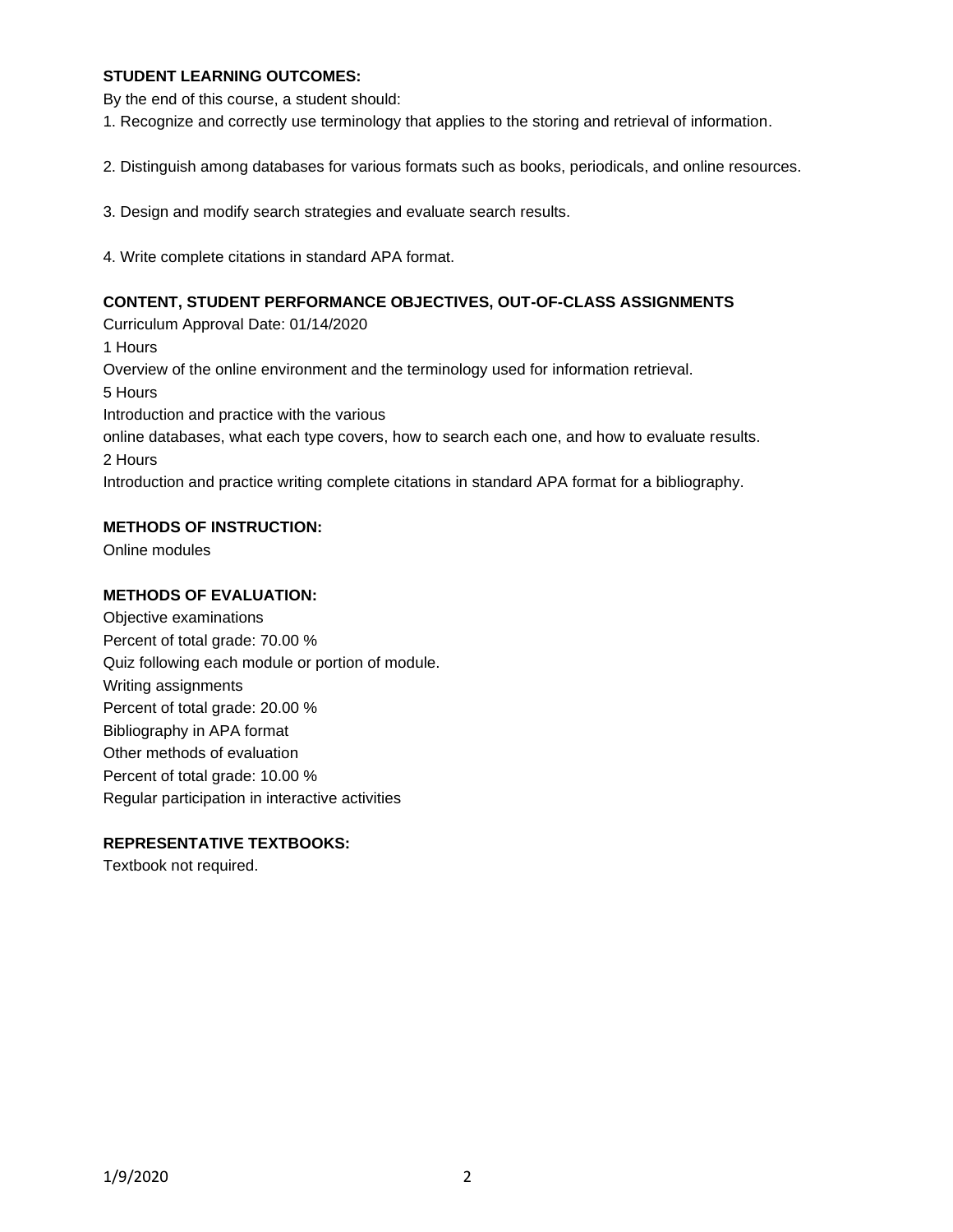**STUDENT LEARNING OUTCOMES:**

By the end of this course, a student should:

1. Recognize and correctly use terminology that applies to the storing and retrieval of information.

2. Distinguish among databases for various formats such as books, periodicals, and online resources.

3. Design and modify search strategies and evaluate search results.

4. Write complete citations in standard APA format.

**CONTENT, STUDENT PERFORMANCE OBJECTIVES, OUT-OF-CLASS ASSIGNMENTS**

Curriculum Approval Date: 01/14/2020

1 Hours

Overview of the online environment and the terminology used for information retrieval.

5 Hours

Introduction and practice with the various
online databases, what each type covers, how to search each one, and how to evaluate results.

2 Hours

Introduction and practice writing complete citations in standard APA format for a bibliography.

**METHODS OF INSTRUCTION:**

Online modules

**METHODS OF EVALUATION:**

Objective examinations
Percent of total grade: 70.00 %
Quiz following each module or portion of module.
Writing assignments
Percent of total grade: 20.00 %
Bibliography in APA format
Other methods of evaluation
Percent of total grade: 10.00 %
Regular participation in interactive activities

**REPRESENTATIVE TEXTBOOKS:**

Textbook not required.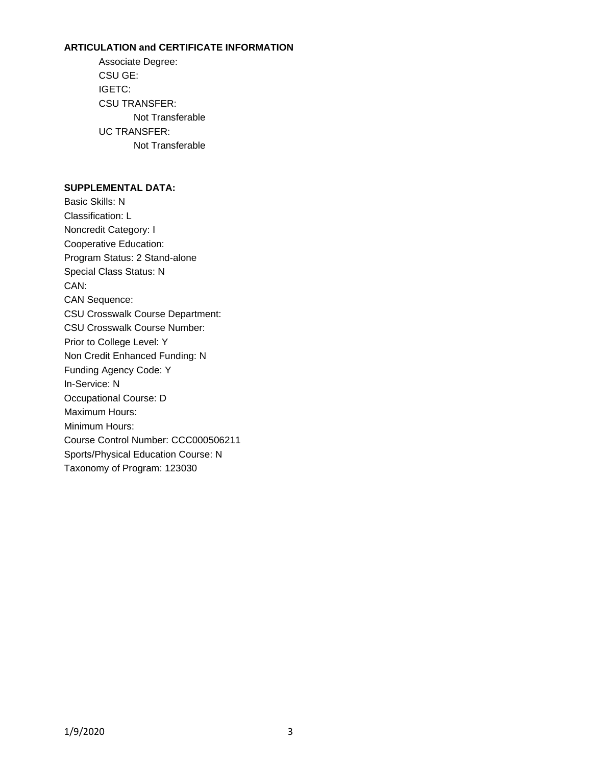**ARTICULATION and CERTIFICATE INFORMATION**

Associate Degree:
CSU GE:
IGETC:
CSU TRANSFER:
Not Transferable
UC TRANSFER:
Not Transferable

**SUPPLEMENTAL DATA:**

Basic Skills: N
Classification: L
Noncredit Category: I
Cooperative Education:
Program Status: 2 Stand-alone
Special Class Status: N
CAN:
CAN Sequence:
CSU Crosswalk Course Department:
CSU Crosswalk Course Number:
Prior to College Level: Y
Non Credit Enhanced Funding: N
Funding Agency Code: Y
In-Service: N
Occupational Course: D
Maximum Hours:
Minimum Hours:
Course Control Number: CCC000506211
Sports/Physical Education Course: N
Taxonomy of Program: 123030